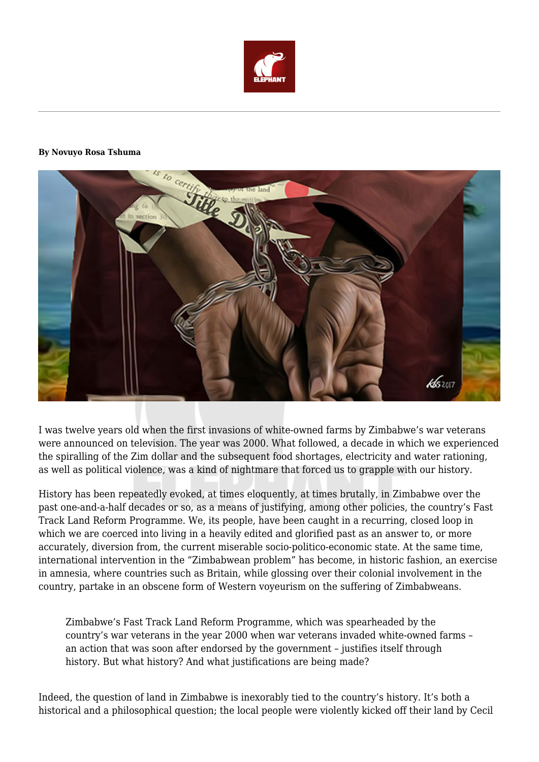**By Novuyo Rosa Tshuma**

I was twelve years old when the first invasions of white-owned farms by Zimbabwe's war veterans were announced on television. The year was 2000. What followed, a decade in which we experienced the spiralling of the Zim dollar and the subsequent food shortages, electricity and water rationing, as well as political violence, was a kind of nightmare that forced us to grapple with our history.

History has been repeatedly evoked, at times eloquently, at times brutally, in Zimbabwe over the past one-and-a-half decades or so, as a means of justifying, among other policies, the country's Fast Track Land Reform Programme. We, its people, have been caught in a recurring, closed loop in which we are coerced into living in a heavily edited and glorified past as an answer to, or more accurately, diversion from, the current miserable socio-politico-economic state. At the same time, international intervention in the "Zimbabwean problem" has become, in historic fashion, an exercise in amnesia, where countries such as Britain, while glossing over their colonial involvement in the country, partake in an obscene form of Western voyeurism on the suffering of Zimbabweans.

> Zimbabwe's Fast Track Land Reform Programme, which was spearheaded by the country's war veterans in the year 2000 when war veterans invaded white-owned farms – an action that was soon after endorsed by the government – justifies itself through history. But what history? And what justifications are being made?

Indeed, the question of land in Zimbabwe is inexorably tied to the country's history. It's both a historical and a philosophical question; the local people were violently kicked off their land by Cecil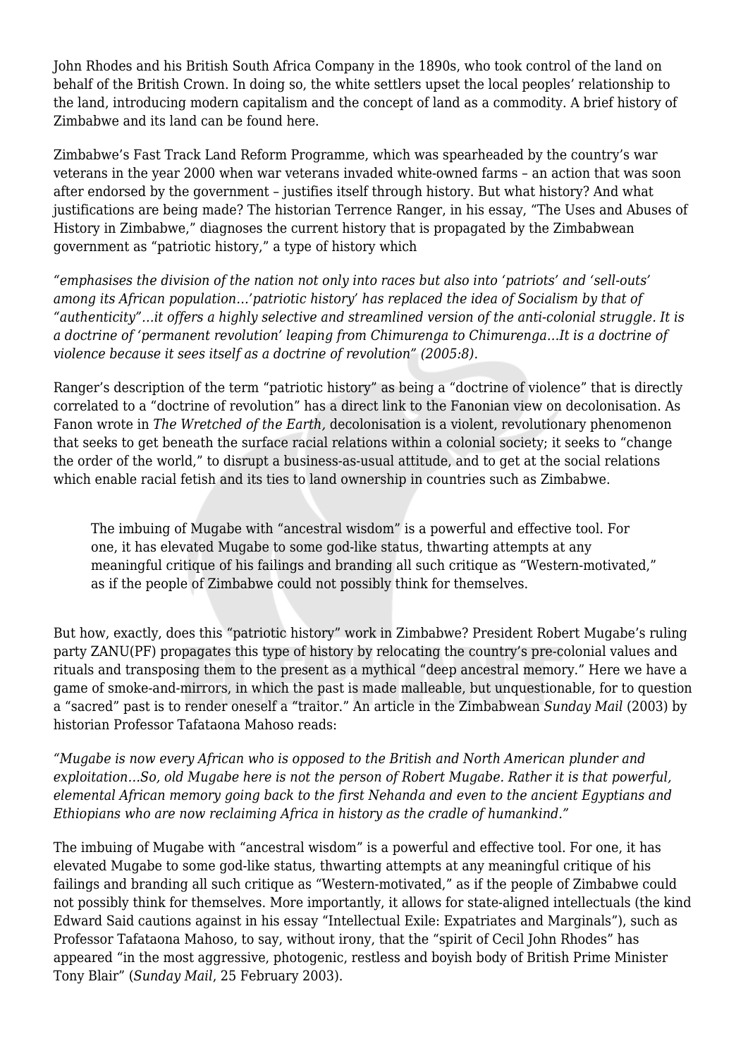John Rhodes and his British South Africa Company in the 1890s, who took control of the land on behalf of the British Crown. In doing so, the white settlers upset the local peoples' relationship to the land, introducing modern capitalism and the concept of land as a commodity. A brief history of Zimbabwe and its land can be found here.

Zimbabwe's Fast Track Land Reform Programme, which was spearheaded by the country's war veterans in the year 2000 when war veterans invaded white-owned farms – an action that was soon after endorsed by the government – justifies itself through history. But what history? And what justifications are being made? The historian Terrence Ranger, in his essay, "The Uses and Abuses of History in Zimbabwe," diagnoses the current history that is propagated by the Zimbabwean government as "patriotic history," a type of history which

*"emphasises the division of the nation not only into races but also into 'patriots' and 'sell-outs' among its African population…'patriotic history' has replaced the idea of Socialism by that of "authenticity"…it offers a highly selective and streamlined version of the anti-colonial struggle. It is a doctrine of 'permanent revolution' leaping from Chimurenga to Chimurenga…It is a doctrine of violence because it sees itself as a doctrine of revolution" (2005:8).*

Ranger's description of the term "patriotic history" as being a "doctrine of violence" that is directly correlated to a "doctrine of revolution" has a direct link to the Fanonian view on decolonisation. As Fanon wrote in *The Wretched of the Earth,* decolonisation is a violent, revolutionary phenomenon that seeks to get beneath the surface racial relations within a colonial society; it seeks to "change the order of the world," to disrupt a business-as-usual attitude, and to get at the social relations which enable racial fetish and its ties to land ownership in countries such as Zimbabwe.

> The imbuing of Mugabe with "ancestral wisdom" is a powerful and effective tool. For one, it has elevated Mugabe to some god-like status, thwarting attempts at any meaningful critique of his failings and branding all such critique as "Western-motivated," as if the people of Zimbabwe could not possibly think for themselves.

But how, exactly, does this "patriotic history" work in Zimbabwe? President Robert Mugabe's ruling party ZANU(PF) propagates this type of history by relocating the country's pre-colonial values and rituals and transposing them to the present as a mythical "deep ancestral memory." Here we have a game of smoke-and-mirrors, in which the past is made malleable, but unquestionable, for to question a "sacred" past is to render oneself a "traitor." An article in the Zimbabwean *Sunday Mail* (2003) by historian Professor Tafataona Mahoso reads:

*"Mugabe is now every African who is opposed to the British and North American plunder and exploitation…So, old Mugabe here is not the person of Robert Mugabe. Rather it is that powerful, elemental African memory going back to the first Nehanda and even to the ancient Egyptians and Ethiopians who are now reclaiming Africa in history as the cradle of humankind."*

The imbuing of Mugabe with "ancestral wisdom" is a powerful and effective tool. For one, it has elevated Mugabe to some god-like status, thwarting attempts at any meaningful critique of his failings and branding all such critique as "Western-motivated," as if the people of Zimbabwe could not possibly think for themselves. More importantly, it allows for state-aligned intellectuals (the kind Edward Said cautions against in his essay "Intellectual Exile: Expatriates and Marginals"), such as Professor Tafataona Mahoso, to say, without irony, that the "spirit of Cecil John Rhodes" has appeared "in the most aggressive, photogenic, restless and boyish body of British Prime Minister Tony Blair" (*Sunday Mail*, 25 February 2003).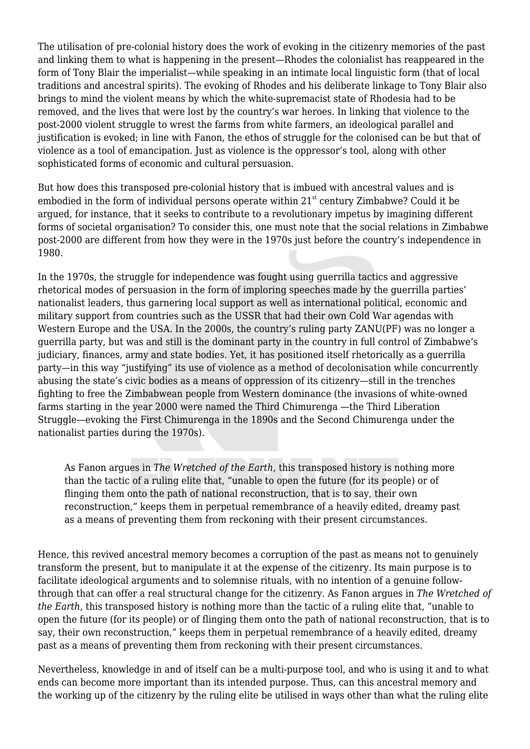The utilisation of pre-colonial history does the work of evoking in the citizenry memories of the past and linking them to what is happening in the present—Rhodes the colonialist has reappeared in the form of Tony Blair the imperialist—while speaking in an intimate local linguistic form (that of local traditions and ancestral spirits). The evoking of Rhodes and his deliberate linkage to Tony Blair also brings to mind the violent means by which the white-supremacist state of Rhodesia had to be removed, and the lives that were lost by the country's war heroes. In linking that violence to the post-2000 violent struggle to wrest the farms from white farmers, an ideological parallel and justification is evoked; in line with Fanon, the ethos of struggle for the colonised can be but that of violence as a tool of emancipation. Just as violence is the oppressor's tool, along with other sophisticated forms of economic and cultural persuasion.

But how does this transposed pre-colonial history that is imbued with ancestral values and is embodied in the form of individual persons operate within 21st century Zimbabwe? Could it be argued, for instance, that it seeks to contribute to a revolutionary impetus by imagining different forms of societal organisation? To consider this, one must note that the social relations in Zimbabwe post-2000 are different from how they were in the 1970s just before the country's independence in 1980.

In the 1970s, the struggle for independence was fought using guerrilla tactics and aggressive rhetorical modes of persuasion in the form of imploring speeches made by the guerrilla parties' nationalist leaders, thus garnering local support as well as international political, economic and military support from countries such as the USSR that had their own Cold War agendas with Western Europe and the USA. In the 2000s, the country's ruling party ZANU(PF) was no longer a guerrilla party, but was and still is the dominant party in the country in full control of Zimbabwe's judiciary, finances, army and state bodies. Yet, it has positioned itself rhetorically as a guerrilla party—in this way "justifying" its use of violence as a method of decolonisation while concurrently abusing the state's civic bodies as a means of oppression of its citizenry—still in the trenches fighting to free the Zimbabwean people from Western dominance (the invasions of white-owned farms starting in the year 2000 were named the Third Chimurenga —the Third Liberation Struggle—evoking the First Chimurenga in the 1890s and the Second Chimurenga under the nationalist parties during the 1970s).

> As Fanon argues in *The Wretched of the Earth*, this transposed history is nothing more than the tactic of a ruling elite that, "unable to open the future (for its people) or of flinging them onto the path of national reconstruction, that is to say, their own reconstruction," keeps them in perpetual remembrance of a heavily edited, dreamy past as a means of preventing them from reckoning with their present circumstances.

Hence, this revived ancestral memory becomes a corruption of the past as means not to genuinely transform the present, but to manipulate it at the expense of the citizenry. Its main purpose is to facilitate ideological arguments and to solemnise rituals, with no intention of a genuine follow-through that can offer a real structural change for the citizenry. As Fanon argues in *The Wretched of the Earth*, this transposed history is nothing more than the tactic of a ruling elite that, "unable to open the future (for its people) or of flinging them onto the path of national reconstruction, that is to say, their own reconstruction," keeps them in perpetual remembrance of a heavily edited, dreamy past as a means of preventing them from reckoning with their present circumstances.

Nevertheless, knowledge in and of itself can be a multi-purpose tool, and who is using it and to what ends can become more important than its intended purpose. Thus, can this ancestral memory and the working up of the citizenry by the ruling elite be utilised in ways other than what the ruling elite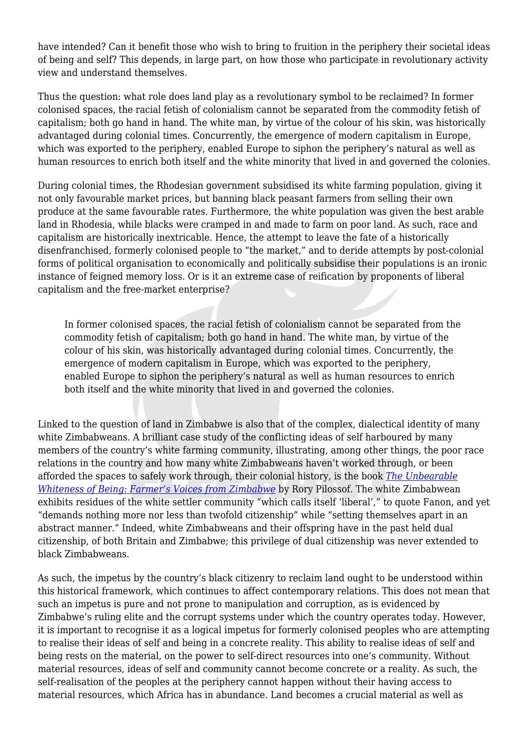have intended? Can it benefit those who wish to bring to fruition in the periphery their societal ideas of being and self? This depends, in large part, on how those who participate in revolutionary activity view and understand themselves.

Thus the question: what role does land play as a revolutionary symbol to be reclaimed? In former colonised spaces, the racial fetish of colonialism cannot be separated from the commodity fetish of capitalism; both go hand in hand. The white man, by virtue of the colour of his skin, was historically advantaged during colonial times. Concurrently, the emergence of modern capitalism in Europe, which was exported to the periphery, enabled Europe to siphon the periphery's natural as well as human resources to enrich both itself and the white minority that lived in and governed the colonies.

During colonial times, the Rhodesian government subsidised its white farming population, giving it not only favourable market prices, but banning black peasant farmers from selling their own produce at the same favourable rates. Furthermore, the white population was given the best arable land in Rhodesia, while blacks were cramped in and made to farm on poor land. As such, race and capitalism are historically inextricable. Hence, the attempt to leave the fate of a historically disenfranchised, formerly colonised people to "the market," and to deride attempts by post-colonial forms of political organisation to economically and politically subsidise their populations is an ironic instance of feigned memory loss. Or is it an extreme case of reification by proponents of liberal capitalism and the free-market enterprise?

> In former colonised spaces, the racial fetish of colonialism cannot be separated from the commodity fetish of capitalism; both go hand in hand. The white man, by virtue of the colour of his skin, was historically advantaged during colonial times. Concurrently, the emergence of modern capitalism in Europe, which was exported to the periphery, enabled Europe to siphon the periphery's natural as well as human resources to enrich both itself and the white minority that lived in and governed the colonies.

Linked to the question of land in Zimbabwe is also that of the complex, dialectical identity of many white Zimbabweans. A brilliant case study of the conflicting ideas of self harboured by many members of the country's white farming community, illustrating, among other things, the poor race relations in the country and how many white Zimbabweans haven't worked through, or been afforded the spaces to safely work through, their colonial history, is the book *The Unbearable Whiteness of Being: Farmer's Voices from Zimbabwe* by Rory Pilossof. The white Zimbabwean exhibits residues of the white settler community "which calls itself 'liberal'," to quote Fanon, and yet "demands nothing more nor less than twofold citizenship" while "setting themselves apart in an abstract manner." Indeed, white Zimbabweans and their offspring have in the past held dual citizenship, of both Britain and Zimbabwe; this privilege of dual citizenship was never extended to black Zimbabweans.

As such, the impetus by the country's black citizenry to reclaim land ought to be understood within this historical framework, which continues to affect contemporary relations. This does not mean that such an impetus is pure and not prone to manipulation and corruption, as is evidenced by Zimbabwe's ruling elite and the corrupt systems under which the country operates today. However, it is important to recognise it as a logical impetus for formerly colonised peoples who are attempting to realise their ideas of self and being in a concrete reality. This ability to realise ideas of self and being rests on the material, on the power to self-direct resources into one's community. Without material resources, ideas of self and community cannot become concrete or a reality. As such, the self-realisation of the peoples at the periphery cannot happen without their having access to material resources, which Africa has in abundance. Land becomes a crucial material as well as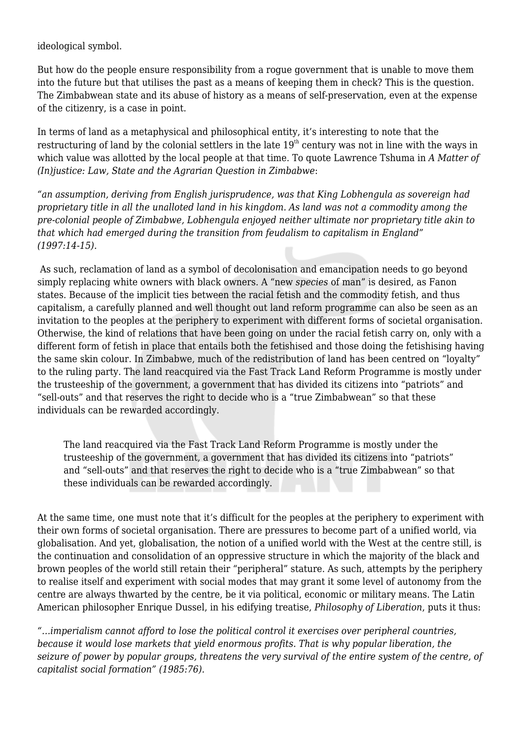ideological symbol.

But how do the people ensure responsibility from a rogue government that is unable to move them into the future but that utilises the past as a means of keeping them in check? This is the question. The Zimbabwean state and its abuse of history as a means of self-preservation, even at the expense of the citizenry, is a case in point.

In terms of land as a metaphysical and philosophical entity, it's interesting to note that the restructuring of land by the colonial settlers in the late 19th century was not in line with the ways in which value was allotted by the local people at that time. To quote Lawrence Tshuma in *A Matter of (In)justice: Law, State and the Agrarian Question in Zimbabwe*:

*"an assumption, deriving from English jurisprudence, was that King Lobhengula as sovereign had proprietary title in all the unalloted land in his kingdom. As land was not a commodity among the pre-colonial people of Zimbabwe, Lobhengula enjoyed neither ultimate nor proprietary title akin to that which had emerged during the transition from feudalism to capitalism in England" (1997:14-15).*

As such, reclamation of land as a symbol of decolonisation and emancipation needs to go beyond simply replacing white owners with black owners. A "new *species* of man" is desired, as Fanon states. Because of the implicit ties between the racial fetish and the commodity fetish, and thus capitalism, a carefully planned and well thought out land reform programme can also be seen as an invitation to the peoples at the periphery to experiment with different forms of societal organisation. Otherwise, the kind of relations that have been going on under the racial fetish carry on, only with a different form of fetish in place that entails both the fetishised and those doing the fetishising having the same skin colour. In Zimbabwe, much of the redistribution of land has been centred on "loyalty" to the ruling party. The land reacquired via the Fast Track Land Reform Programme is mostly under the trusteeship of the government, a government that has divided its citizens into "patriots" and "sell-outs" and that reserves the right to decide who is a "true Zimbabwean" so that these individuals can be rewarded accordingly.

> The land reacquired via the Fast Track Land Reform Programme is mostly under the trusteeship of the government, a government that has divided its citizens into "patriots" and "sell-outs" and that reserves the right to decide who is a "true Zimbabwean" so that these individuals can be rewarded accordingly.

At the same time, one must note that it's difficult for the peoples at the periphery to experiment with their own forms of societal organisation. There are pressures to become part of a unified world, via globalisation. And yet, globalisation, the notion of a unified world with the West at the centre still, is the continuation and consolidation of an oppressive structure in which the majority of the black and brown peoples of the world still retain their "peripheral" stature. As such, attempts by the periphery to realise itself and experiment with social modes that may grant it some level of autonomy from the centre are always thwarted by the centre, be it via political, economic or military means. The Latin American philosopher Enrique Dussel, in his edifying treatise, *Philosophy of Liberation*, puts it thus:

*"…imperialism cannot afford to lose the political control it exercises over peripheral countries, because it would lose markets that yield enormous profits. That is why popular liberation, the seizure of power by popular groups, threatens the very survival of the entire system of the centre, of capitalist social formation" (1985:76).*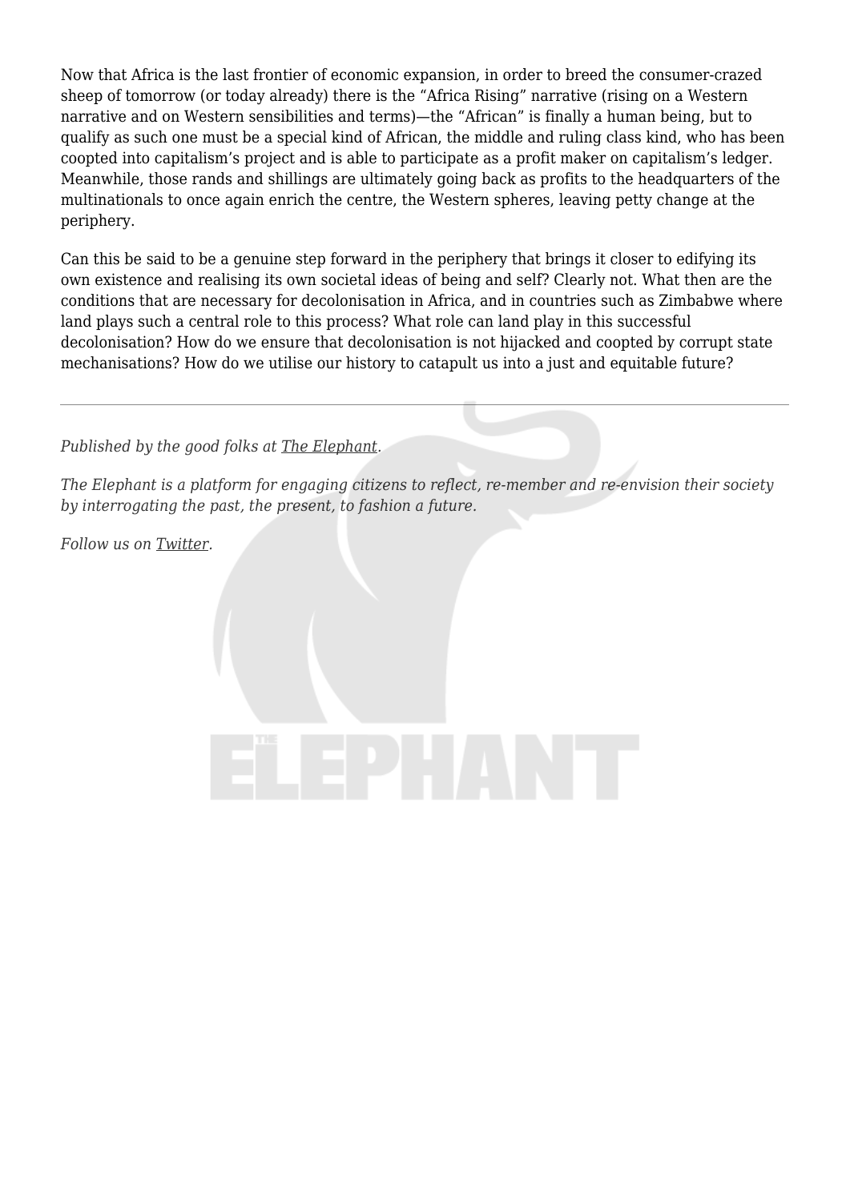Now that Africa is the last frontier of economic expansion, in order to breed the consumer-crazed sheep of tomorrow (or today already) there is the “Africa Rising” narrative (rising on a Western narrative and on Western sensibilities and terms)—the “African” is finally a human being, but to qualify as such one must be a special kind of African, the middle and ruling class kind, who has been coopted into capitalism’s project and is able to participate as a profit maker on capitalism’s ledger. Meanwhile, those rands and shillings are ultimately going back as profits to the headquarters of the multinationals to once again enrich the centre, the Western spheres, leaving petty change at the periphery.

Can this be said to be a genuine step forward in the periphery that brings it closer to edifying its own existence and realising its own societal ideas of being and self? Clearly not. What then are the conditions that are necessary for decolonisation in Africa, and in countries such as Zimbabwe where land plays such a central role to this process? What role can land play in this successful decolonisation? How do we ensure that decolonisation is not hijacked and coopted by corrupt state mechanisations? How do we utilise our history to catapult us into a just and equitable future?

---

*Published by the good folks at The Elephant.*

*The Elephant is a platform for engaging citizens to reflect, re-member and re-envision their society by interrogating the past, the present, to fashion a future.*

*Follow us on Twitter.*